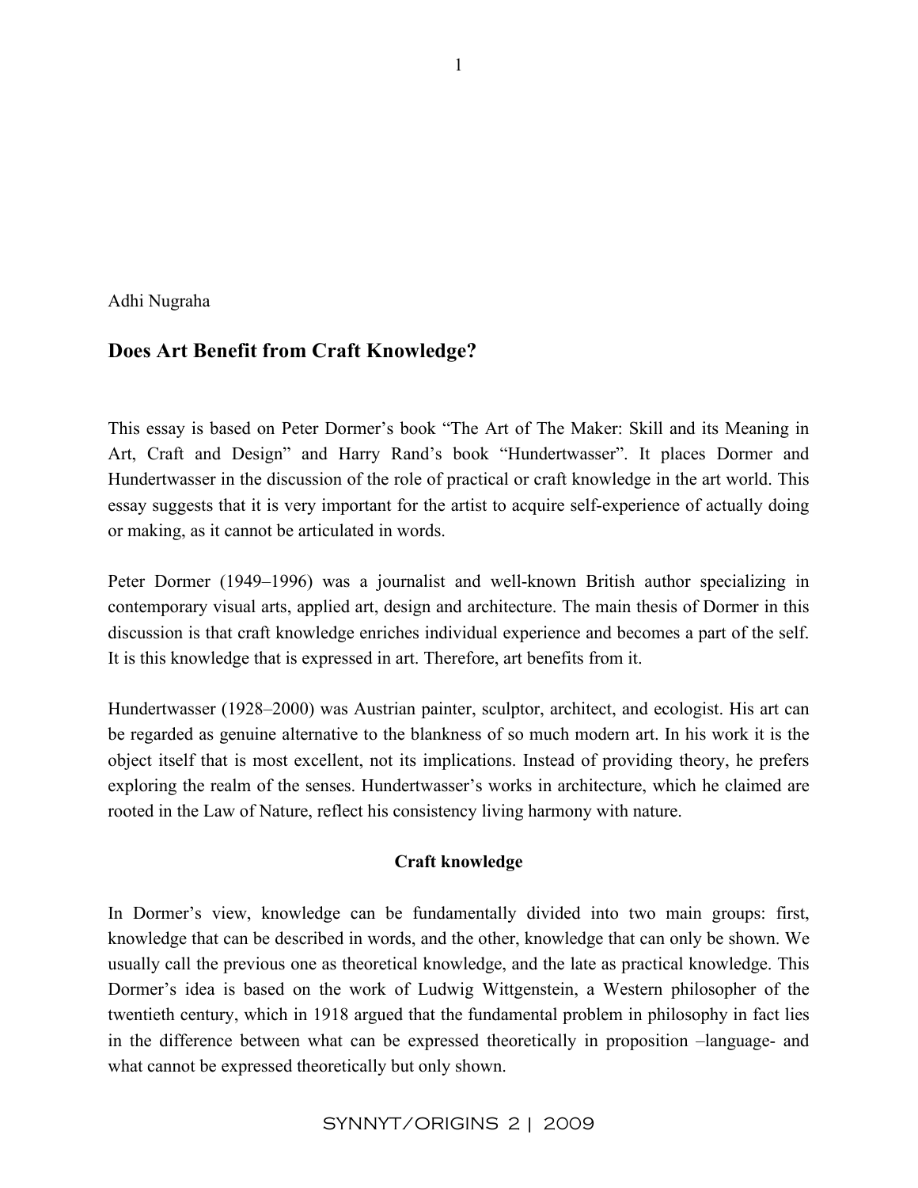Adhi Nugraha

## Does Art Benefit from Craft Knowledge?

This essay is based on Peter Dormer's book "The Art of The Maker: Skill and its Meaning in Art, Craft and Design" and Harry Rand's book "Hundertwasser". It places Dormer and Hundertwasser in the discussion of the role of practical or craft knowledge in the art world. This essay suggests that it is very important for the artist to acquire self-experience of actually doing or making, as it cannot be articulated in words.

Peter Dormer (1949–1996) was a journalist and well-known British author specializing in contemporary visual arts, applied art, design and architecture. The main thesis of Dormer in this discussion is that craft knowledge enriches individual experience and becomes a part of the self. It is this knowledge that is expressed in art. Therefore, art benefits from it.

Hundertwasser (1928–2000) was Austrian painter, sculptor, architect, and ecologist. His art can be regarded as genuine alternative to the blankness of so much modern art. In his work it is the object itself that is most excellent, not its implications. Instead of providing theory, he prefers exploring the realm of the senses. Hundertwasser's works in architecture, which he claimed are rooted in the Law of Nature, reflect his consistency living harmony with nature.

### Craft knowledge

In Dormer's view, knowledge can be fundamentally divided into two main groups: first, knowledge that can be described in words, and the other, knowledge that can only be shown. We usually call the previous one as theoretical knowledge, and the late as practical knowledge. This Dormer's idea is based on the work of Ludwig Wittgenstein, a Western philosopher of the twentieth century, which in 1918 argued that the fundamental problem in philosophy in fact lies in the difference between what can be expressed theoretically in proposition –language- and what cannot be expressed theoretically but only shown.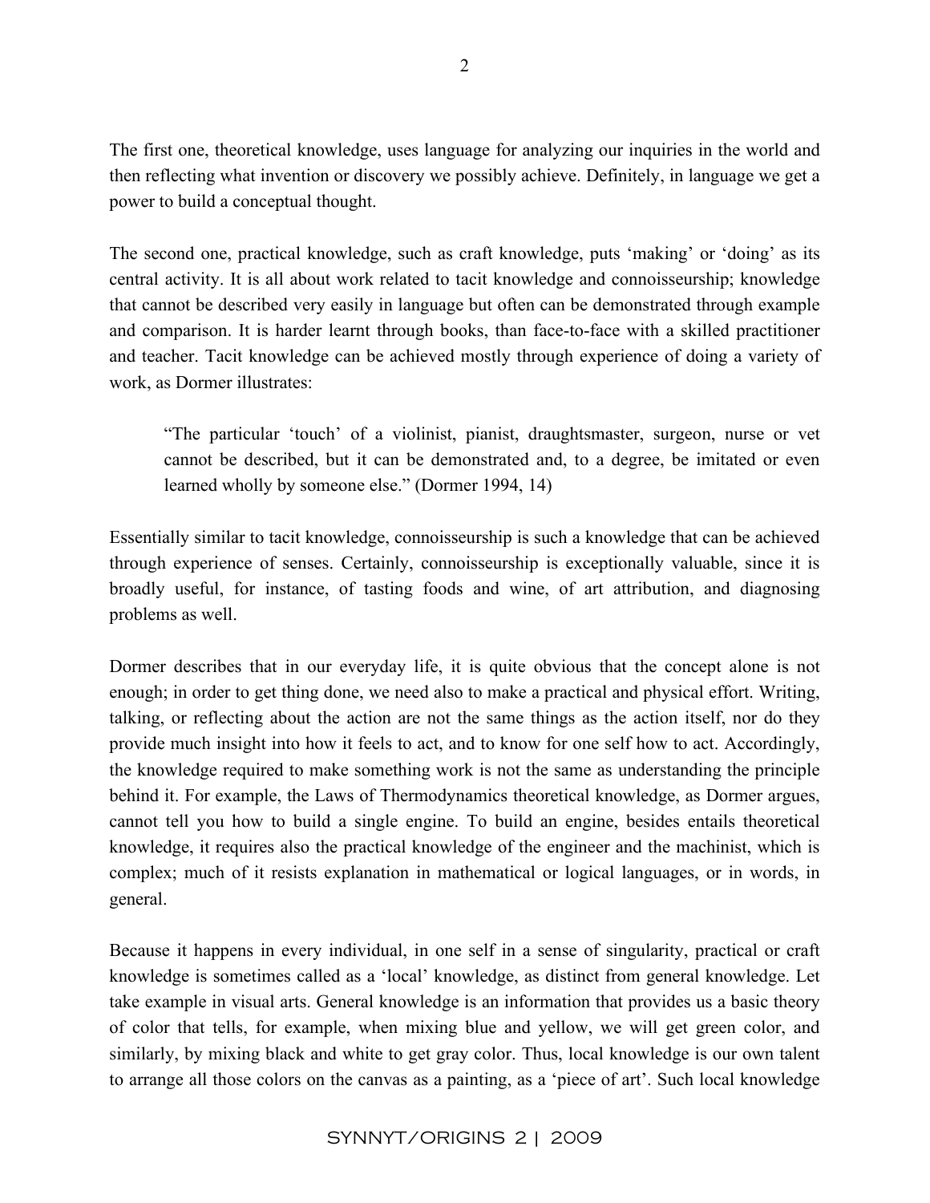The first one, theoretical knowledge, uses language for analyzing our inquiries in the world and then reflecting what invention or discovery we possibly achieve. Definitely, in language we get a power to build a conceptual thought.

The second one, practical knowledge, such as craft knowledge, puts 'making' or 'doing' as its central activity. It is all about work related to tacit knowledge and connoisseurship; knowledge that cannot be described very easily in language but often can be demonstrated through example and comparison. It is harder learnt through books, than face-to-face with a skilled practitioner and teacher. Tacit knowledge can be achieved mostly through experience of doing a variety of work, as Dormer illustrates:

> "The particular 'touch' of a violinist, pianist, draughtsmaster, surgeon, nurse or vet cannot be described, but it can be demonstrated and, to a degree, be imitated or even learned wholly by someone else." (Dormer 1994, 14)

Essentially similar to tacit knowledge, connoisseurship is such a knowledge that can be achieved through experience of senses. Certainly, connoisseurship is exceptionally valuable, since it is broadly useful, for instance, of tasting foods and wine, of art attribution, and diagnosing problems as well.

Dormer describes that in our everyday life, it is quite obvious that the concept alone is not enough; in order to get thing done, we need also to make a practical and physical effort. Writing, talking, or reflecting about the action are not the same things as the action itself, nor do they provide much insight into how it feels to act, and to know for one self how to act. Accordingly, the knowledge required to make something work is not the same as understanding the principle behind it. For example, the Laws of Thermodynamics theoretical knowledge, as Dormer argues, cannot tell you how to build a single engine. To build an engine, besides entails theoretical knowledge, it requires also the practical knowledge of the engineer and the machinist, which is complex; much of it resists explanation in mathematical or logical languages, or in words, in general.

Because it happens in every individual, in one self in a sense of singularity, practical or craft knowledge is sometimes called as a 'local' knowledge, as distinct from general knowledge. Let take example in visual arts. General knowledge is an information that provides us a basic theory of color that tells, for example, when mixing blue and yellow, we will get green color, and similarly, by mixing black and white to get gray color. Thus, local knowledge is our own talent to arrange all those colors on the canvas as a painting, as a 'piece of art'. Such local knowledge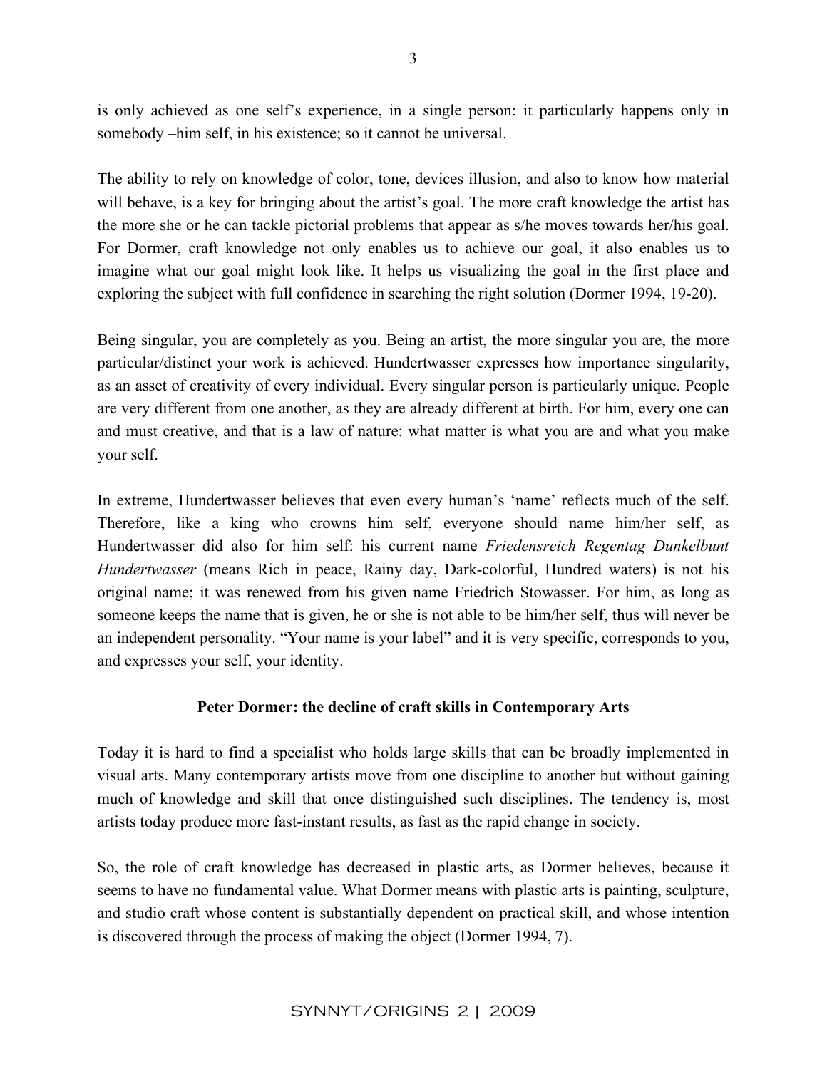is only achieved as one self's experience, in a single person: it particularly happens only in somebody –him self, in his existence; so it cannot be universal.

The ability to rely on knowledge of color, tone, devices illusion, and also to know how material will behave, is a key for bringing about the artist's goal. The more craft knowledge the artist has the more she or he can tackle pictorial problems that appear as s/he moves towards her/his goal. For Dormer, craft knowledge not only enables us to achieve our goal, it also enables us to imagine what our goal might look like. It helps us visualizing the goal in the first place and exploring the subject with full confidence in searching the right solution (Dormer 1994, 19-20).

Being singular, you are completely as you. Being an artist, the more singular you are, the more particular/distinct your work is achieved. Hundertwasser expresses how importance singularity, as an asset of creativity of every individual. Every singular person is particularly unique. People are very different from one another, as they are already different at birth. For him, every one can and must creative, and that is a law of nature: what matter is what you are and what you make your self.

In extreme, Hundertwasser believes that even every human's 'name' reflects much of the self. Therefore, like a king who crowns him self, everyone should name him/her self, as Hundertwasser did also for him self: his current name *Friedensreich Regentag Dunkelbunt Hundertwasser* (means Rich in peace, Rainy day, Dark-colorful, Hundred waters) is not his original name; it was renewed from his given name Friedrich Stowasser. For him, as long as someone keeps the name that is given, he or she is not able to be him/her self, thus will never be an independent personality. "Your name is your label" and it is very specific, corresponds to you, and expresses your self, your identity.

## Peter Dormer: the decline of craft skills in Contemporary Arts

Today it is hard to find a specialist who holds large skills that can be broadly implemented in visual arts. Many contemporary artists move from one discipline to another but without gaining much of knowledge and skill that once distinguished such disciplines. The tendency is, most artists today produce more fast-instant results, as fast as the rapid change in society.

So, the role of craft knowledge has decreased in plastic arts, as Dormer believes, because it seems to have no fundamental value. What Dormer means with plastic arts is painting, sculpture, and studio craft whose content is substantially dependent on practical skill, and whose intention is discovered through the process of making the object (Dormer 1994, 7).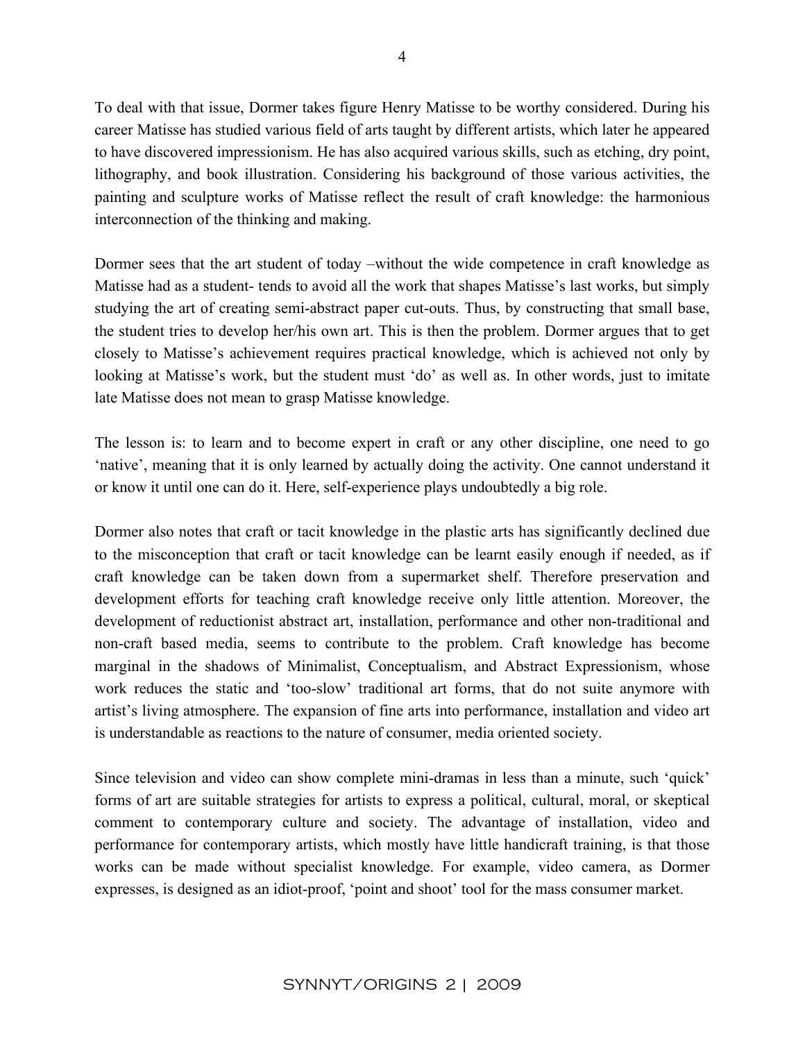To deal with that issue, Dormer takes figure Henry Matisse to be worthy considered. During his career Matisse has studied various field of arts taught by different artists, which later he appeared to have discovered impressionism. He has also acquired various skills, such as etching, dry point, lithography, and book illustration. Considering his background of those various activities, the painting and sculpture works of Matisse reflect the result of craft knowledge: the harmonious interconnection of the thinking and making.

Dormer sees that the art student of today –without the wide competence in craft knowledge as Matisse had as a student- tends to avoid all the work that shapes Matisse's last works, but simply studying the art of creating semi-abstract paper cut-outs. Thus, by constructing that small base, the student tries to develop her/his own art. This is then the problem. Dormer argues that to get closely to Matisse's achievement requires practical knowledge, which is achieved not only by looking at Matisse's work, but the student must 'do' as well as. In other words, just to imitate late Matisse does not mean to grasp Matisse knowledge.

The lesson is: to learn and to become expert in craft or any other discipline, one need to go 'native', meaning that it is only learned by actually doing the activity. One cannot understand it or know it until one can do it. Here, self-experience plays undoubtedly a big role.

Dormer also notes that craft or tacit knowledge in the plastic arts has significantly declined due to the misconception that craft or tacit knowledge can be learnt easily enough if needed, as if craft knowledge can be taken down from a supermarket shelf. Therefore preservation and development efforts for teaching craft knowledge receive only little attention. Moreover, the development of reductionist abstract art, installation, performance and other non-traditional and non-craft based media, seems to contribute to the problem. Craft knowledge has become marginal in the shadows of Minimalist, Conceptualism, and Abstract Expressionism, whose work reduces the static and 'too-slow' traditional art forms, that do not suite anymore with artist's living atmosphere. The expansion of fine arts into performance, installation and video art is understandable as reactions to the nature of consumer, media oriented society.

Since television and video can show complete mini-dramas in less than a minute, such 'quick' forms of art are suitable strategies for artists to express a political, cultural, moral, or skeptical comment to contemporary culture and society. The advantage of installation, video and performance for contemporary artists, which mostly have little handicraft training, is that those works can be made without specialist knowledge. For example, video camera, as Dormer expresses, is designed as an idiot-proof, 'point and shoot' tool for the mass consumer market.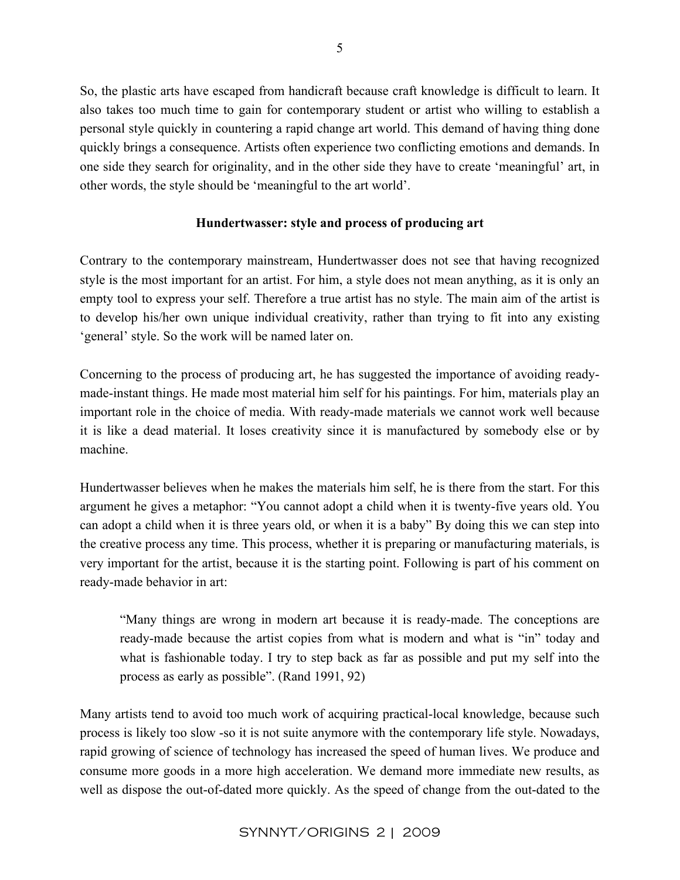So, the plastic arts have escaped from handicraft because craft knowledge is difficult to learn. It also takes too much time to gain for contemporary student or artist who willing to establish a personal style quickly in countering a rapid change art world. This demand of having thing done quickly brings a consequence. Artists often experience two conflicting emotions and demands. In one side they search for originality, and in the other side they have to create 'meaningful' art, in other words, the style should be 'meaningful to the art world'.

## Hundertwasser: style and process of producing art

Contrary to the contemporary mainstream, Hundertwasser does not see that having recognized style is the most important for an artist. For him, a style does not mean anything, as it is only an empty tool to express your self. Therefore a true artist has no style. The main aim of the artist is to develop his/her own unique individual creativity, rather than trying to fit into any existing 'general' style. So the work will be named later on.

Concerning to the process of producing art, he has suggested the importance of avoiding ready-made-instant things. He made most material him self for his paintings. For him, materials play an important role in the choice of media. With ready-made materials we cannot work well because it is like a dead material. It loses creativity since it is manufactured by somebody else or by machine.

Hundertwasser believes when he makes the materials him self, he is there from the start. For this argument he gives a metaphor: "You cannot adopt a child when it is twenty-five years old. You can adopt a child when it is three years old, or when it is a baby" By doing this we can step into the creative process any time. This process, whether it is preparing or manufacturing materials, is very important for the artist, because it is the starting point. Following is part of his comment on ready-made behavior in art:

> "Many things are wrong in modern art because it is ready-made. The conceptions are ready-made because the artist copies from what is modern and what is "in" today and what is fashionable today. I try to step back as far as possible and put my self into the process as early as possible". (Rand 1991, 92)

Many artists tend to avoid too much work of acquiring practical-local knowledge, because such process is likely too slow -so it is not suite anymore with the contemporary life style. Nowadays, rapid growing of science of technology has increased the speed of human lives. We produce and consume more goods in a more high acceleration. We demand more immediate new results, as well as dispose the out-of-dated more quickly. As the speed of change from the out-dated to the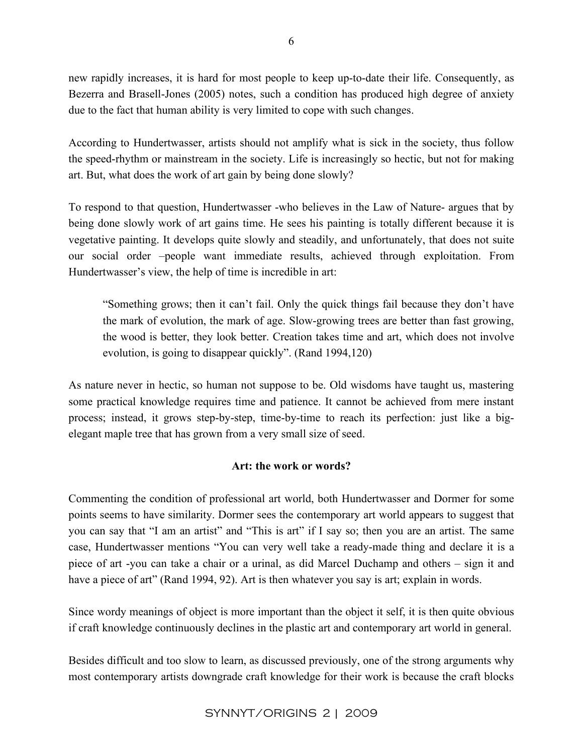new rapidly increases, it is hard for most people to keep up-to-date their life. Consequently, as Bezerra and Brasell-Jones (2005) notes, such a condition has produced high degree of anxiety due to the fact that human ability is very limited to cope with such changes.

According to Hundertwasser, artists should not amplify what is sick in the society, thus follow the speed-rhythm or mainstream in the society. Life is increasingly so hectic, but not for making art. But, what does the work of art gain by being done slowly?

To respond to that question, Hundertwasser -who believes in the Law of Nature- argues that by being done slowly work of art gains time. He sees his painting is totally different because it is vegetative painting. It develops quite slowly and steadily, and unfortunately, that does not suite our social order –people want immediate results, achieved through exploitation. From Hundertwasser's view, the help of time is incredible in art:

> "Something grows; then it can't fail. Only the quick things fail because they don't have the mark of evolution, the mark of age. Slow-growing trees are better than fast growing, the wood is better, they look better. Creation takes time and art, which does not involve evolution, is going to disappear quickly". (Rand 1994,120)

As nature never in hectic, so human not suppose to be. Old wisdoms have taught us, mastering some practical knowledge requires time and patience. It cannot be achieved from mere instant process; instead, it grows step-by-step, time-by-time to reach its perfection: just like a big-elegant maple tree that has grown from a very small size of seed.

**Art: the work or words?**

Commenting the condition of professional art world, both Hundertwasser and Dormer for some points seems to have similarity. Dormer sees the contemporary art world appears to suggest that you can say that "I am an artist" and "This is art" if I say so; then you are an artist. The same case, Hundertwasser mentions "You can very well take a ready-made thing and declare it is a piece of art -you can take a chair or a urinal, as did Marcel Duchamp and others – sign it and have a piece of art" (Rand 1994, 92). Art is then whatever you say is art; explain in words.

Since wordy meanings of object is more important than the object it self, it is then quite obvious if craft knowledge continuously declines in the plastic art and contemporary art world in general.

Besides difficult and too slow to learn, as discussed previously, one of the strong arguments why most contemporary artists downgrade craft knowledge for their work is because the craft blocks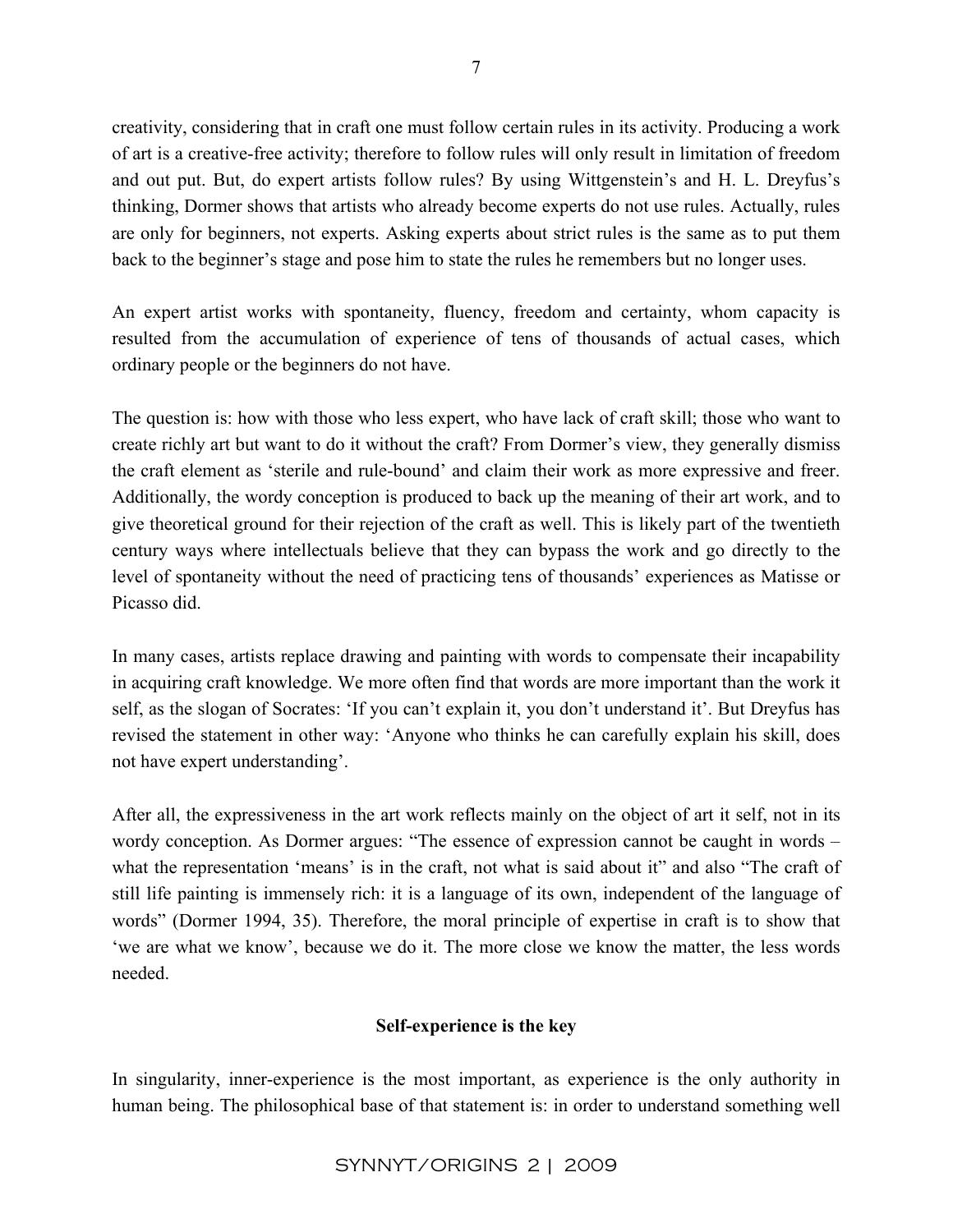creativity, considering that in craft one must follow certain rules in its activity. Producing a work of art is a creative-free activity; therefore to follow rules will only result in limitation of freedom and out put. But, do expert artists follow rules? By using Wittgenstein's and H. L. Dreyfus's thinking, Dormer shows that artists who already become experts do not use rules. Actually, rules are only for beginners, not experts. Asking experts about strict rules is the same as to put them back to the beginner's stage and pose him to state the rules he remembers but no longer uses.

An expert artist works with spontaneity, fluency, freedom and certainty, whom capacity is resulted from the accumulation of experience of tens of thousands of actual cases, which ordinary people or the beginners do not have.

The question is: how with those who less expert, who have lack of craft skill; those who want to create richly art but want to do it without the craft? From Dormer's view, they generally dismiss the craft element as 'sterile and rule-bound' and claim their work as more expressive and freer. Additionally, the wordy conception is produced to back up the meaning of their art work, and to give theoretical ground for their rejection of the craft as well. This is likely part of the twentieth century ways where intellectuals believe that they can bypass the work and go directly to the level of spontaneity without the need of practicing tens of thousands' experiences as Matisse or Picasso did.

In many cases, artists replace drawing and painting with words to compensate their incapability in acquiring craft knowledge. We more often find that words are more important than the work it self, as the slogan of Socrates: 'If you can't explain it, you don't understand it'. But Dreyfus has revised the statement in other way: 'Anyone who thinks he can carefully explain his skill, does not have expert understanding'.

After all, the expressiveness in the art work reflects mainly on the object of art it self, not in its wordy conception. As Dormer argues: "The essence of expression cannot be caught in words – what the representation 'means' is in the craft, not what is said about it" and also "The craft of still life painting is immensely rich: it is a language of its own, independent of the language of words" (Dormer 1994, 35). Therefore, the moral principle of expertise in craft is to show that 'we are what we know', because we do it. The more close we know the matter, the less words needed.

**Self-experience is the key**

In singularity, inner-experience is the most important, as experience is the only authority in human being. The philosophical base of that statement is: in order to understand something well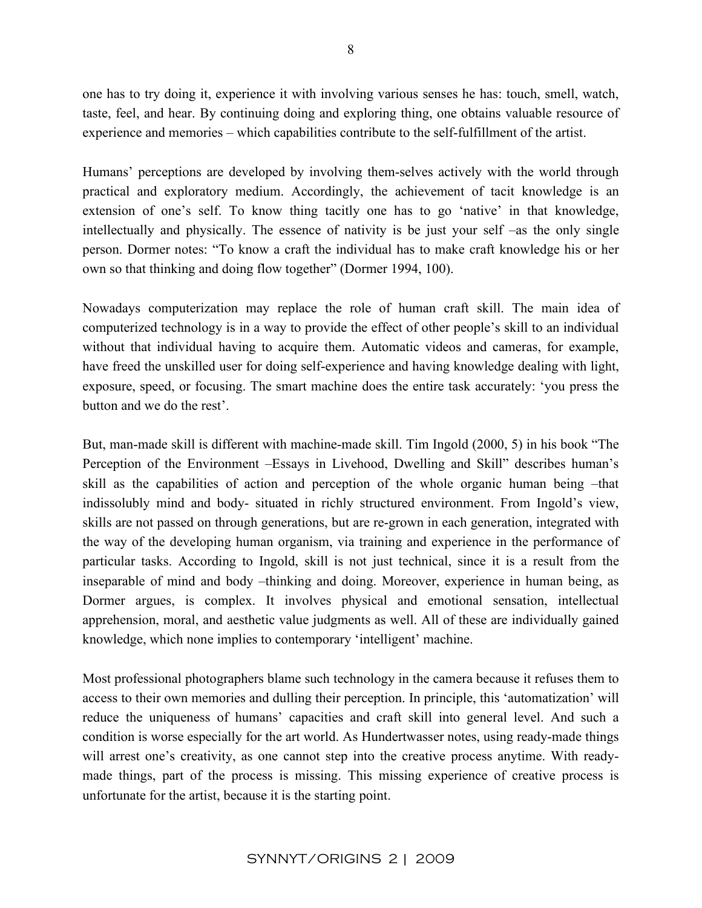one has to try doing it, experience it with involving various senses he has: touch, smell, watch, taste, feel, and hear. By continuing doing and exploring thing, one obtains valuable resource of experience and memories – which capabilities contribute to the self-fulfillment of the artist.

Humans' perceptions are developed by involving them-selves actively with the world through practical and exploratory medium. Accordingly, the achievement of tacit knowledge is an extension of one's self. To know thing tacitly one has to go 'native' in that knowledge, intellectually and physically. The essence of nativity is be just your self –as the only single person. Dormer notes: "To know a craft the individual has to make craft knowledge his or her own so that thinking and doing flow together" (Dormer 1994, 100).

Nowadays computerization may replace the role of human craft skill. The main idea of computerized technology is in a way to provide the effect of other people's skill to an individual without that individual having to acquire them. Automatic videos and cameras, for example, have freed the unskilled user for doing self-experience and having knowledge dealing with light, exposure, speed, or focusing. The smart machine does the entire task accurately: 'you press the button and we do the rest'.

But, man-made skill is different with machine-made skill. Tim Ingold (2000, 5) in his book "The Perception of the Environment –Essays in Livehood, Dwelling and Skill" describes human's skill as the capabilities of action and perception of the whole organic human being –that indissolubly mind and body- situated in richly structured environment. From Ingold's view, skills are not passed on through generations, but are re-grown in each generation, integrated with the way of the developing human organism, via training and experience in the performance of particular tasks. According to Ingold, skill is not just technical, since it is a result from the inseparable of mind and body –thinking and doing. Moreover, experience in human being, as Dormer argues, is complex. It involves physical and emotional sensation, intellectual apprehension, moral, and aesthetic value judgments as well. All of these are individually gained knowledge, which none implies to contemporary 'intelligent' machine.

Most professional photographers blame such technology in the camera because it refuses them to access to their own memories and dulling their perception. In principle, this 'automatization' will reduce the uniqueness of humans' capacities and craft skill into general level. And such a condition is worse especially for the art world. As Hundertwasser notes, using ready-made things will arrest one's creativity, as one cannot step into the creative process anytime. With ready-made things, part of the process is missing. This missing experience of creative process is unfortunate for the artist, because it is the starting point.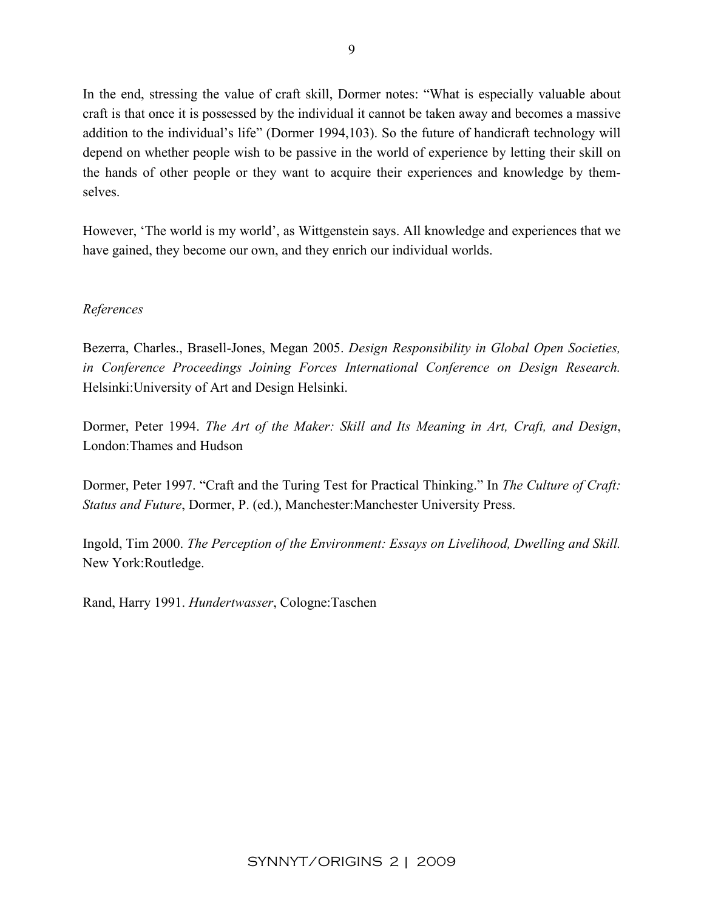In the end, stressing the value of craft skill, Dormer notes: "What is especially valuable about craft is that once it is possessed by the individual it cannot be taken away and becomes a massive addition to the individual's life" (Dormer 1994,103). So the future of handicraft technology will depend on whether people wish to be passive in the world of experience by letting their skill on the hands of other people or they want to acquire their experiences and knowledge by themselves.

However, 'The world is my world', as Wittgenstein says. All knowledge and experiences that we have gained, they become our own, and they enrich our individual worlds.

*References*

Bezerra, Charles., Brasell-Jones, Megan 2005. *Design Responsibility in Global Open Societies, in Conference Proceedings Joining Forces International Conference on Design Research.* Helsinki:University of Art and Design Helsinki.

Dormer, Peter 1994. *The Art of the Maker: Skill and Its Meaning in Art, Craft, and Design*, London:Thames and Hudson

Dormer, Peter 1997. "Craft and the Turing Test for Practical Thinking." In *The Culture of Craft: Status and Future*, Dormer, P. (ed.), Manchester:Manchester University Press.

Ingold, Tim 2000. *The Perception of the Environment: Essays on Livelihood, Dwelling and Skill.* New York:Routledge.

Rand, Harry 1991. *Hundertwasser*, Cologne:Taschen